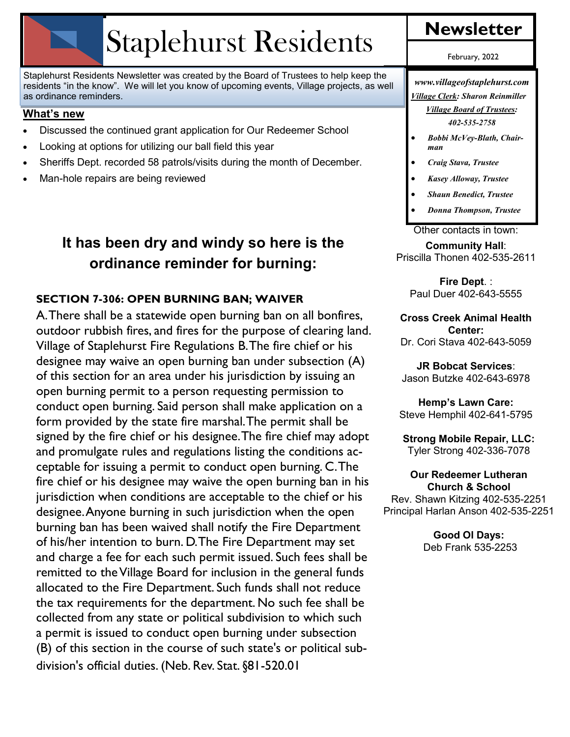# Staplehurst Residents

## Newsletter

February, 2022

Staplehurst Residents Newsletter was created by the Board of Trustees to help keep the residents "in the know". We will let you know of upcoming events, Village projects, as well as ordinance reminders.

**What's new**

- Discussed the continued grant application for Our Redeemer School
- Looking at options for utilizing our ball field this year
- Sheriffs Dept. recorded 58 patrols/visits during the month of December.
- Man-hole repairs are being reviewed

## It has been dry and windy so here is the ordinance reminder for burning:

### SECTION 7-306: OPEN BURNING BAN; WAIVER

A. There shall be a statewide open burning ban on all bonfires, outdoor rubbish fires, and fires for the purpose of clearing land. Village of Staplehurst Fire Regulations B. The fire chief or his designee may waive an open burning ban under subsection (A) of this section for an area under his jurisdiction by issuing an open burning permit to a person requesting permission to conduct open burning. Said person shall make application on a form provided by the state fire marshal. The permit shall be signed by the fire chief or his designee. The fire chief may adopt and promulgate rules and regulations listing the conditions acceptable for issuing a permit to conduct open burning. C. The fire chief or his designee may waive the open burning ban in his jurisdiction when conditions are acceptable to the chief or his designee. Anyone burning in such jurisdiction when the open burning ban has been waived shall notify the Fire Department of his/her intention to burn. D. The Fire Department may set and charge a fee for each such permit issued. Such fees shall be remitted to the Village Board for inclusion in the general funds allocated to the Fire Department. Such funds shall not reduce the tax requirements for the department. No such fee shall be collected from any state or political subdivision to which such a permit is issued to conduct open burning under subsection (B) of this section in the course of such state's or political subdivision's official duties. (Neb. Rev. Stat. §81-520.01

*www.villageofstaplehurst.com*

*Village Clerk: Sharon Reinmiller*

*Village Board of Trustees: 402-535-2758*

- *Bobbi McVey-Blath, Chairman*
- *Craig Stava, Trustee*
- *Kasey Alloway, Trustee*
- *Shaun Benedict, Trustee*
- *Donna Thompson, Trustee*

Other contacts in town:

**Community Hall**: Priscilla Thonen 402-535-2611

**Fire Dept**. : Paul Duer 402-643-5555

**Cross Creek Animal Health Center:** Dr. Cori Stava 402-643-5059

**JR Bobcat Services**: Jason Butzke 402-643-6978

**Hemp's Lawn Care:** Steve Hemphil 402-641-5795

**Strong Mobile Repair, LLC:** Tyler Strong 402-336-7078

**Our Redeemer Lutheran Church & School**
Rev. Shawn Kitzing 402-535-2251
Principal Harlan Anson 402-535-2251

**Good Ol Days:** Deb Frank 535-2253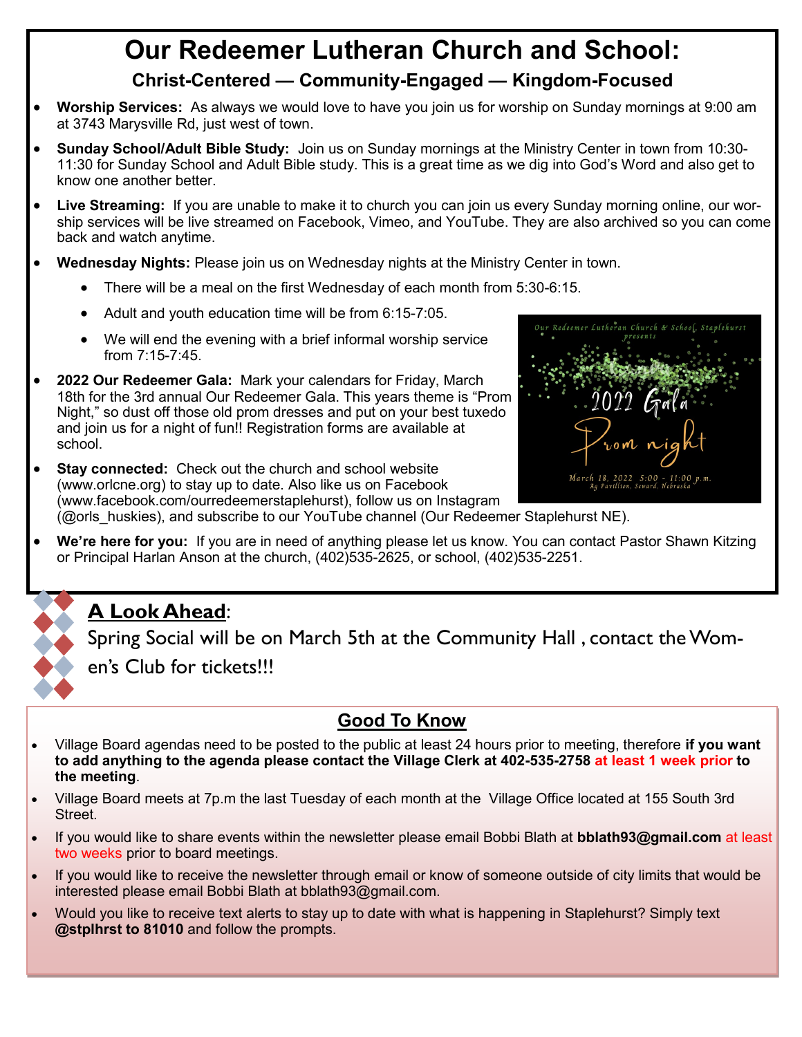# Our Redeemer Lutheran Church and School:

### Christ-Centered — Community-Engaged — Kingdom-Focused

- **Worship Services:** As always we would love to have you join us for worship on Sunday mornings at 9:00 am at 3743 Marysville Rd, just west of town.
- **Sunday School/Adult Bible Study:** Join us on Sunday mornings at the Ministry Center in town from 10:30-11:30 for Sunday School and Adult Bible study. This is a great time as we dig into God's Word and also get to know one another better.
- **Live Streaming:** If you are unable to make it to church you can join us every Sunday morning online, our worship services will be live streamed on Facebook, Vimeo, and YouTube. They are also archived so you can come back and watch anytime.
- **Wednesday Nights:** Please join us on Wednesday nights at the Ministry Center in town.
  - There will be a meal on the first Wednesday of each month from 5:30-6:15.
  - Adult and youth education time will be from 6:15-7:05.
  - We will end the evening with a brief informal worship service from 7:15-7:45.
- **2022 Our Redeemer Gala:** Mark your calendars for Friday, March 18th for the 3rd annual Our Redeemer Gala. This years theme is "Prom Night," so dust off those old prom dresses and put on your best tuxedo and join us for a night of fun!! Registration forms are available at school.
- **Stay connected:** Check out the church and school website (www.orlcne.org) to stay up to date. Also like us on Facebook (www.facebook.com/ourredeemerstaplehurst), follow us on Instagram (@orls_huskies), and subscribe to our YouTube channel (Our Redeemer Staplehurst NE).
- **We're here for you:** If you are in need of anything please let us know. You can contact Pastor Shawn Kitzing or Principal Harlan Anson at the church, (402)535-2625, or school, (402)535-2251.

Our Redeemer Lutheran Church & School, Staplehurst presents

2022 Gala

Prom night

March 18, 2022 5:00 - 11:00 p.m.
Ag Pavillion, Seward, Nebraska

## A Look Ahead:

Spring Social will be on March 5th at the Community Hall , contact the Women's Club for tickets!!!

## Good To Know

- Village Board agendas need to be posted to the public at least 24 hours prior to meeting, therefore **if you want to add anything to the agenda please contact the Village Clerk at 402-535-2758 at least 1 week prior to the meeting**.
- Village Board meets at 7p.m the last Tuesday of each month at the Village Office located at 155 South 3rd Street.
- If you would like to share events within the newsletter please email Bobbi Blath at **bblath93@gmail.com** at least two weeks prior to board meetings.
- If you would like to receive the newsletter through email or know of someone outside of city limits that would be interested please email Bobbi Blath at bblath93@gmail.com.
- Would you like to receive text alerts to stay up to date with what is happening in Staplehurst? Simply text **@stplhrst to 81010** and follow the prompts.